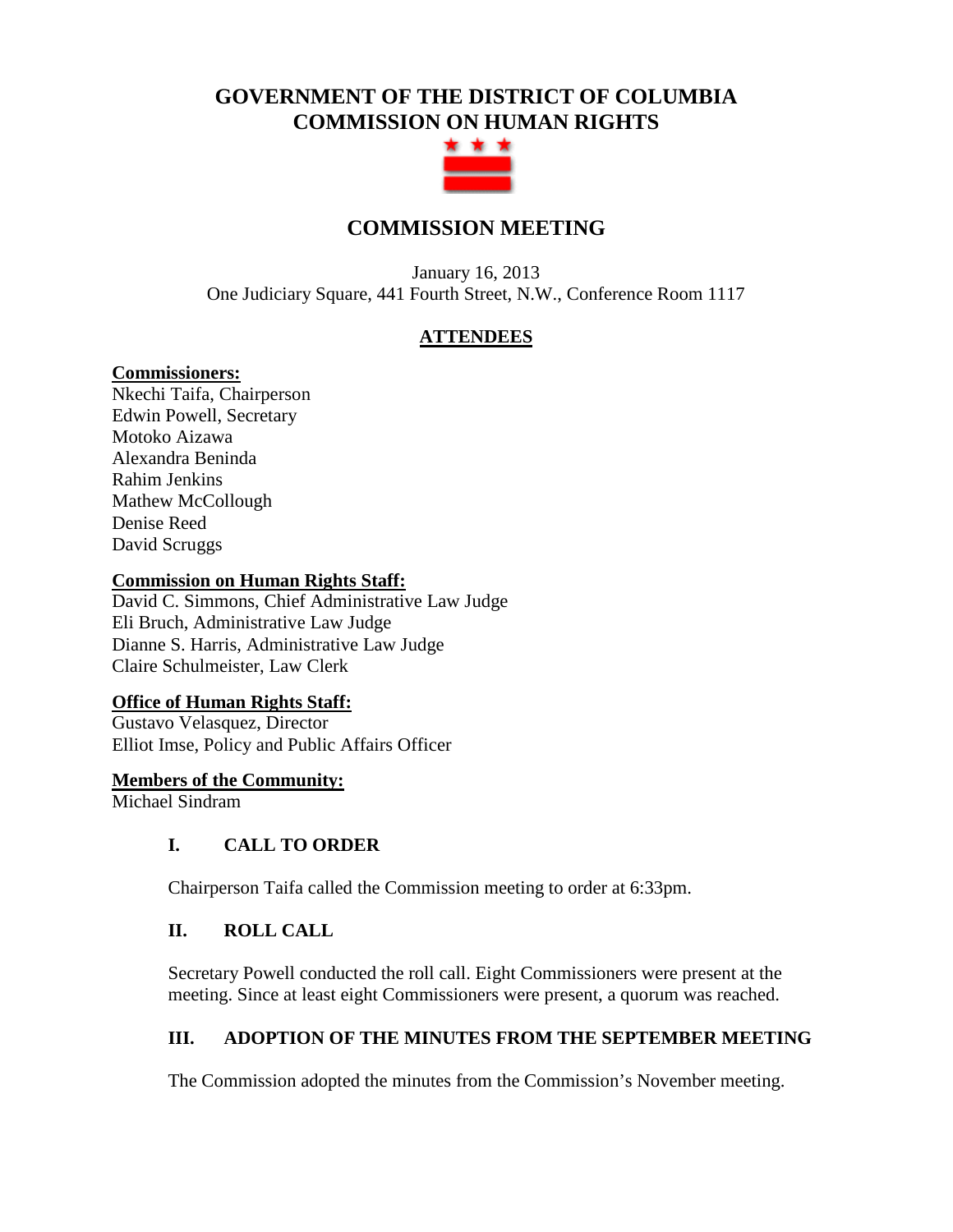# GOVERNMENT OF THE DISTRICT OF COLUMBIA
# COMMISSION ON HUMAN RIGHTS

## COMMISSION MEETING

January 16, 2013
One Judiciary Square, 441 Fourth Street, N.W., Conference Room 1117

### ATTENDEES

**Commissioners:**
Nkechi Taifa, Chairperson
Edwin Powell, Secretary
Motoko Aizawa
Alexandra Beninda
Rahim Jenkins
Mathew McCollough
Denise Reed
David Scruggs

**Commission on Human Rights Staff:**
David C. Simmons, Chief Administrative Law Judge
Eli Bruch, Administrative Law Judge
Dianne S. Harris, Administrative Law Judge
Claire Schulmeister, Law Clerk

**Office of Human Rights Staff:**
Gustavo Velasquez, Director
Elliot Imse, Policy and Public Affairs Officer

**Members of the Community:**
Michael Sindram

### I. CALL TO ORDER

Chairperson Taifa called the Commission meeting to order at 6:33pm.

### II. ROLL CALL

Secretary Powell conducted the roll call. Eight Commissioners were present at the meeting. Since at least eight Commissioners were present, a quorum was reached.

### III. ADOPTION OF THE MINUTES FROM THE SEPTEMBER MEETING

The Commission adopted the minutes from the Commission's November meeting.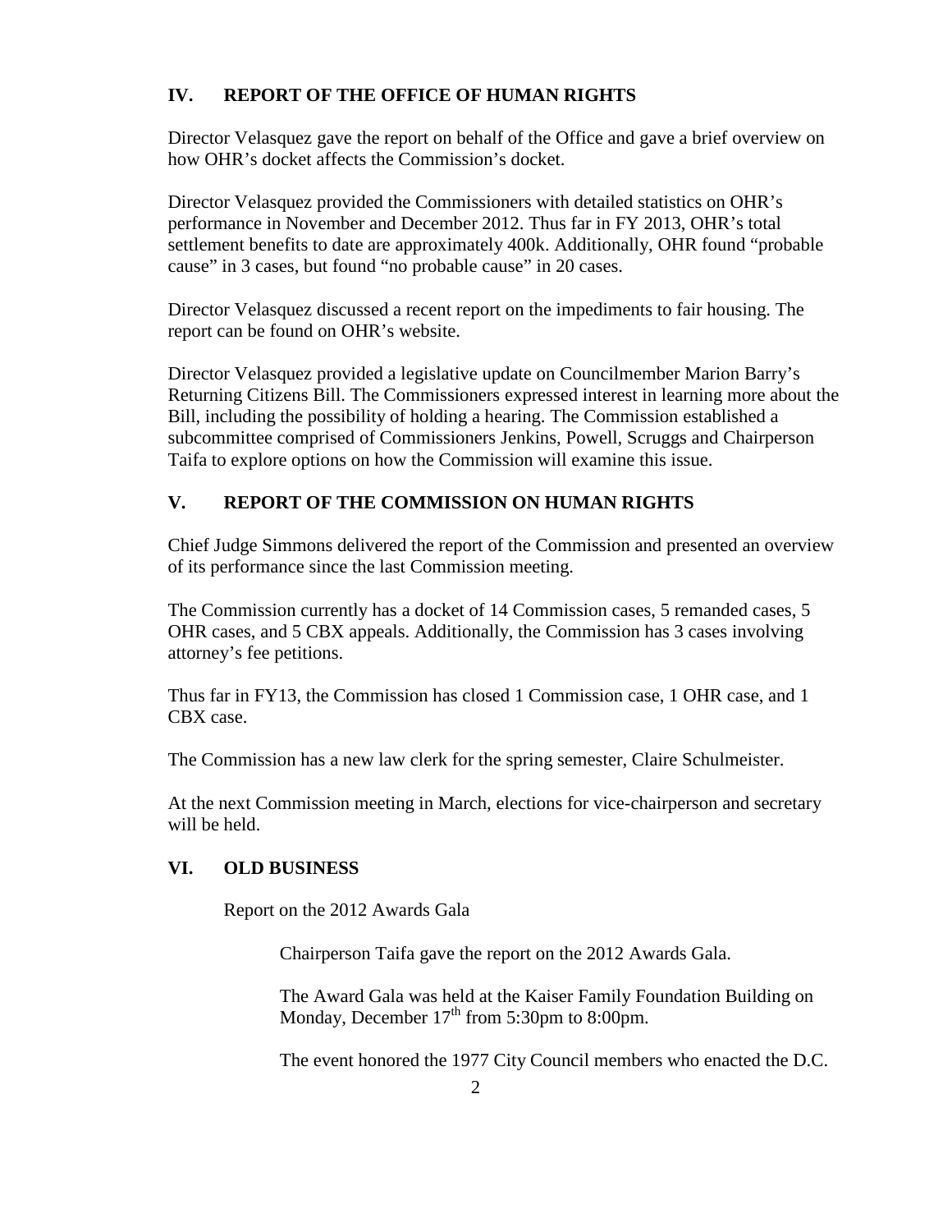## IV. REPORT OF THE OFFICE OF HUMAN RIGHTS

Director Velasquez gave the report on behalf of the Office and gave a brief overview on how OHR's docket affects the Commission's docket.

Director Velasquez provided the Commissioners with detailed statistics on OHR's performance in November and December 2012. Thus far in FY 2013, OHR's total settlement benefits to date are approximately 400k. Additionally, OHR found "probable cause" in 3 cases, but found "no probable cause" in 20 cases.

Director Velasquez discussed a recent report on the impediments to fair housing. The report can be found on OHR's website.

Director Velasquez provided a legislative update on Councilmember Marion Barry's Returning Citizens Bill. The Commissioners expressed interest in learning more about the Bill, including the possibility of holding a hearing. The Commission established a subcommittee comprised of Commissioners Jenkins, Powell, Scruggs and Chairperson Taifa to explore options on how the Commission will examine this issue.

## V. REPORT OF THE COMMISSION ON HUMAN RIGHTS

Chief Judge Simmons delivered the report of the Commission and presented an overview of its performance since the last Commission meeting.

The Commission currently has a docket of 14 Commission cases, 5 remanded cases, 5 OHR cases, and 5 CBX appeals. Additionally, the Commission has 3 cases involving attorney's fee petitions.

Thus far in FY13, the Commission has closed 1 Commission case, 1 OHR case, and 1 CBX case.

The Commission has a new law clerk for the spring semester, Claire Schulmeister.

At the next Commission meeting in March, elections for vice-chairperson and secretary will be held.

## VI. OLD BUSINESS

Report on the 2012 Awards Gala

Chairperson Taifa gave the report on the 2012 Awards Gala.

The Award Gala was held at the Kaiser Family Foundation Building on Monday, December 17th from 5:30pm to 8:00pm.

The event honored the 1977 City Council members who enacted the D.C.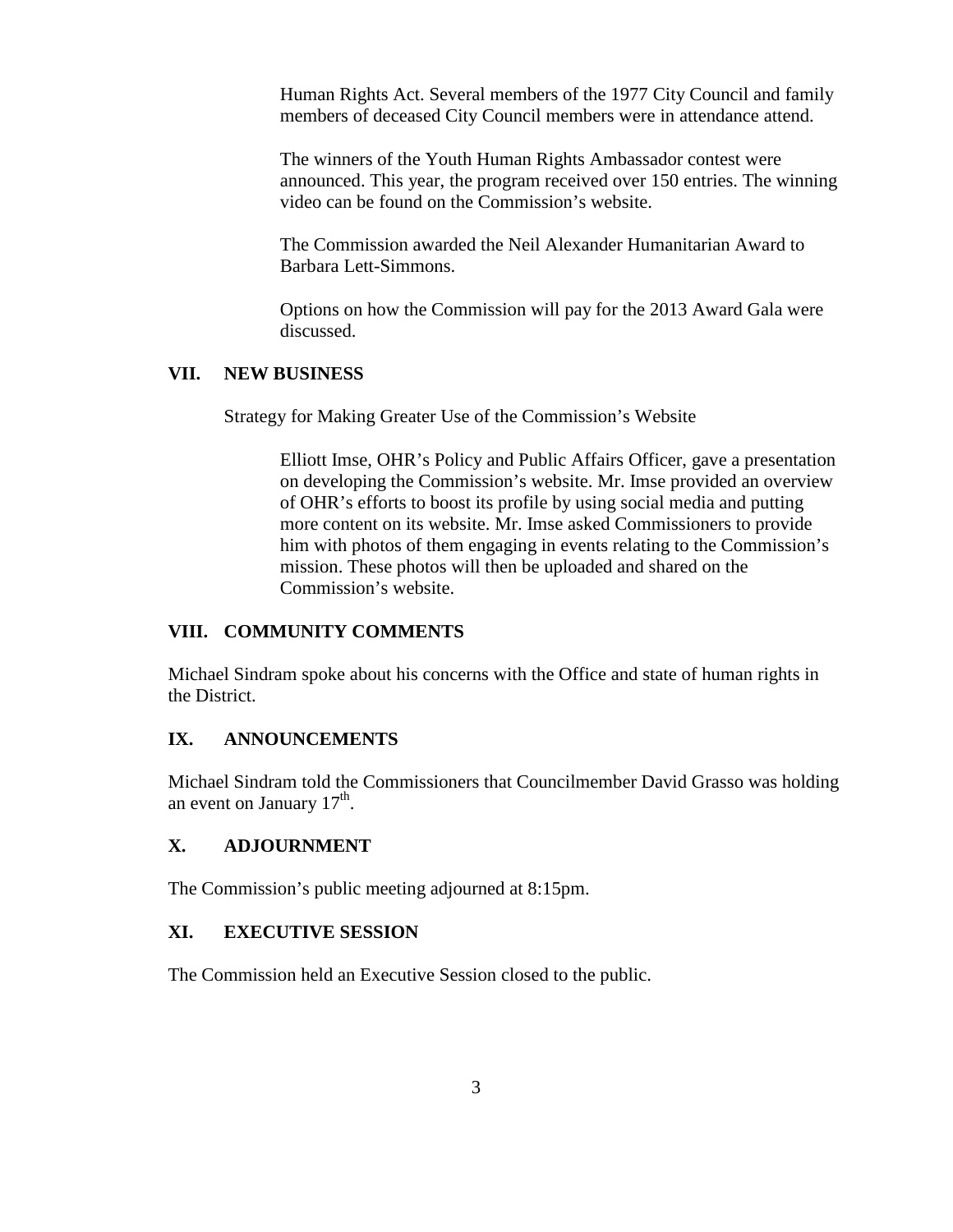Human Rights Act. Several members of the 1977 City Council and family members of deceased City Council members were in attendance attend.

The winners of the Youth Human Rights Ambassador contest were announced. This year, the program received over 150 entries. The winning video can be found on the Commission's website.

The Commission awarded the Neil Alexander Humanitarian Award to Barbara Lett-Simmons.

Options on how the Commission will pay for the 2013 Award Gala were discussed.

## VII. NEW BUSINESS

Strategy for Making Greater Use of the Commission's Website

Elliott Imse, OHR's Policy and Public Affairs Officer, gave a presentation on developing the Commission's website. Mr. Imse provided an overview of OHR's efforts to boost its profile by using social media and putting more content on its website. Mr. Imse asked Commissioners to provide him with photos of them engaging in events relating to the Commission's mission. These photos will then be uploaded and shared on the Commission's website.

## VIII. COMMUNITY COMMENTS

Michael Sindram spoke about his concerns with the Office and state of human rights in the District.

## IX. ANNOUNCEMENTS

Michael Sindram told the Commissioners that Councilmember David Grasso was holding an event on January 17th.

## X. ADJOURNMENT

The Commission's public meeting adjourned at 8:15pm.

## XI. EXECUTIVE SESSION

The Commission held an Executive Session closed to the public.